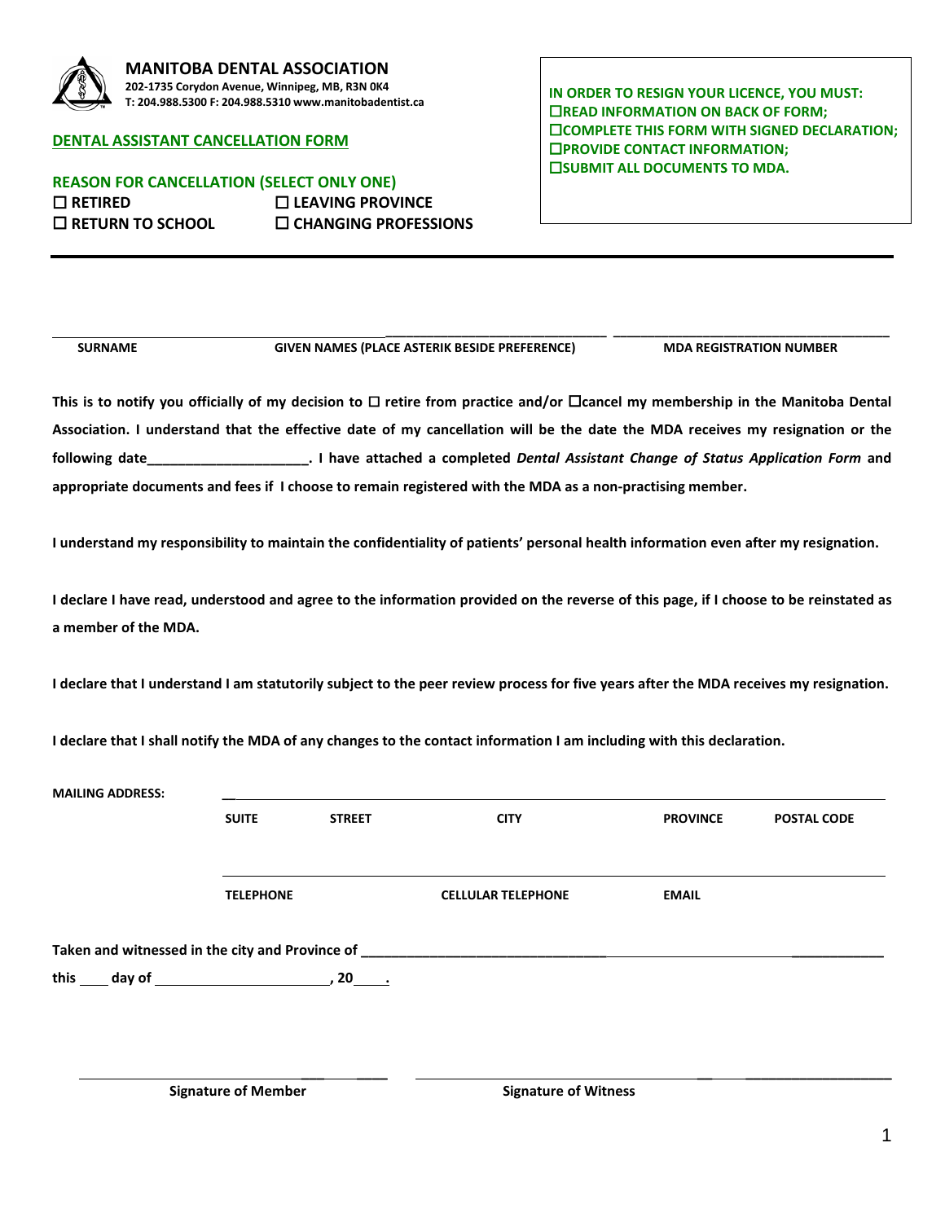**MANITOBA DENTAL ASSOCIATION**
202-1735 Corydon Avenue, Winnipeg, MB, R3N 0K4
T: 204.988.5300 F: 204.988.5310 www.manitobadentist.ca

## DENTAL ASSISTANT CANCELLATION FORM

**REASON FOR CANCELLATION (SELECT ONLY ONE)**

☐ RETIRED ☐ LEAVING PROVINCE
☐ RETURN TO SCHOOL ☐ CHANGING PROFESSIONS

**IN ORDER TO RESIGN YOUR LICENCE, YOU MUST:**
- ☐READ INFORMATION ON BACK OF FORM;
- ☐COMPLETE THIS FORM WITH SIGNED DECLARATION;
- ☐PROVIDE CONTACT INFORMATION;
- ☐SUBMIT ALL DOCUMENTS TO MDA.

---

| SURNAME | GIVEN NAMES (PLACE ASTERIK BESIDE PREFERENCE) | MDA REGISTRATION NUMBER |
|---|---|---|
| | | |

**This is to notify you officially of my decision to ☐ retire from practice and/or ☐cancel my membership in the Manitoba Dental Association. I understand that the effective date of my cancellation will be the date the MDA receives my resignation or the following date_____________________. I have attached a completed *Dental Assistant Change of Status Application Form* and appropriate documents and fees if I choose to remain registered with the MDA as a non-practising member.**

**I understand my responsibility to maintain the confidentiality of patients' personal health information even after my resignation.**

**I declare I have read, understood and agree to the information provided on the reverse of this page, if I choose to be reinstated as a member of the MDA.**

**I declare that I understand I am statutorily subject to the peer review process for five years after the MDA receives my resignation.**

**I declare that I shall notify the MDA of any changes to the contact information I am including with this declaration.**

**MAILING ADDRESS:**

| SUITE | STREET | CITY | PROVINCE | POSTAL CODE |
|---|---|---|---|---|
| | | | | |

| TELEPHONE | CELLULAR TELEPHONE | EMAIL |
|---|---|---|
| | | |

**Taken and witnessed in the city and Province of ________________________________**

**this ____ day of ______________________, 20____.**

| Signature of Member | Signature of Witness |
|---|---|
| | |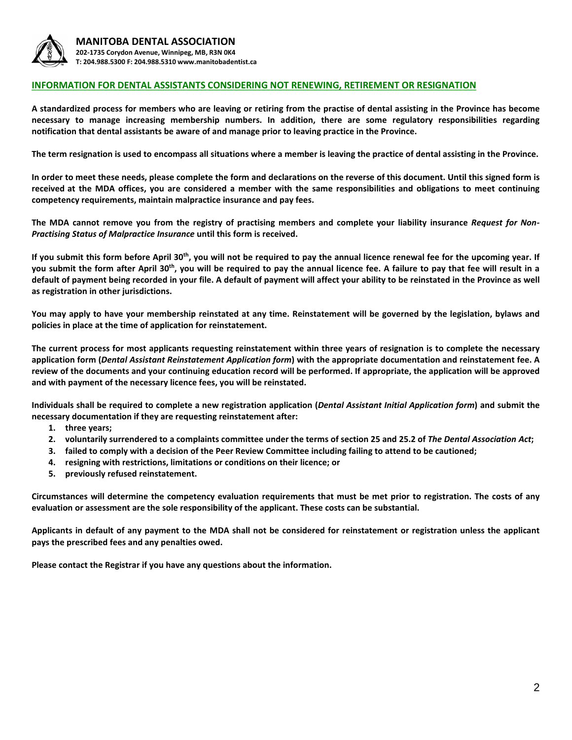**MANITOBA DENTAL ASSOCIATION**
**202-1735 Corydon Avenue, Winnipeg, MB, R3N 0K4**
**T: 204.988.5300 F: 204.988.5310 www.manitobadentist.ca**

## INFORMATION FOR DENTAL ASSISTANTS CONSIDERING NOT RENEWING, RETIREMENT OR RESIGNATION

**A standardized process for members who are leaving or retiring from the practise of dental assisting in the Province has become necessary to manage increasing membership numbers. In addition, there are some regulatory responsibilities regarding notification that dental assistants be aware of and manage prior to leaving practice in the Province.**

**The term resignation is used to encompass all situations where a member is leaving the practice of dental assisting in the Province.**

**In order to meet these needs, please complete the form and declarations on the reverse of this document. Until this signed form is received at the MDA offices, you are considered a member with the same responsibilities and obligations to meet continuing competency requirements, maintain malpractice insurance and pay fees.**

**The MDA cannot remove you from the registry of practising members and complete your liability insurance *Request for Non-Practising Status of Malpractice Insurance* until this form is received.**

**If you submit this form before April 30th, you will not be required to pay the annual licence renewal fee for the upcoming year. If you submit the form after April 30th, you will be required to pay the annual licence fee. A failure to pay that fee will result in a default of payment being recorded in your file. A default of payment will affect your ability to be reinstated in the Province as well as registration in other jurisdictions.**

**You may apply to have your membership reinstated at any time. Reinstatement will be governed by the legislation, bylaws and policies in place at the time of application for reinstatement.**

**The current process for most applicants requesting reinstatement within three years of resignation is to complete the necessary application form (*Dental Assistant Reinstatement Application form*) with the appropriate documentation and reinstatement fee. A review of the documents and your continuing education record will be performed. If appropriate, the application will be approved and with payment of the necessary licence fees, you will be reinstated.**

**Individuals shall be required to complete a new registration application (*Dental Assistant Initial Application form*) and submit the necessary documentation if they are requesting reinstatement after:**

1. **three years;**
2. **voluntarily surrendered to a complaints committee under the terms of section 25 and 25.2 of *The Dental Association Act*;**
3. **failed to comply with a decision of the Peer Review Committee including failing to attend to be cautioned;**
4. **resigning with restrictions, limitations or conditions on their licence; or**
5. **previously refused reinstatement.**

**Circumstances will determine the competency evaluation requirements that must be met prior to registration. The costs of any evaluation or assessment are the sole responsibility of the applicant. These costs can be substantial.**

**Applicants in default of any payment to the MDA shall not be considered for reinstatement or registration unless the applicant pays the prescribed fees and any penalties owed.**

**Please contact the Registrar if you have any questions about the information.**